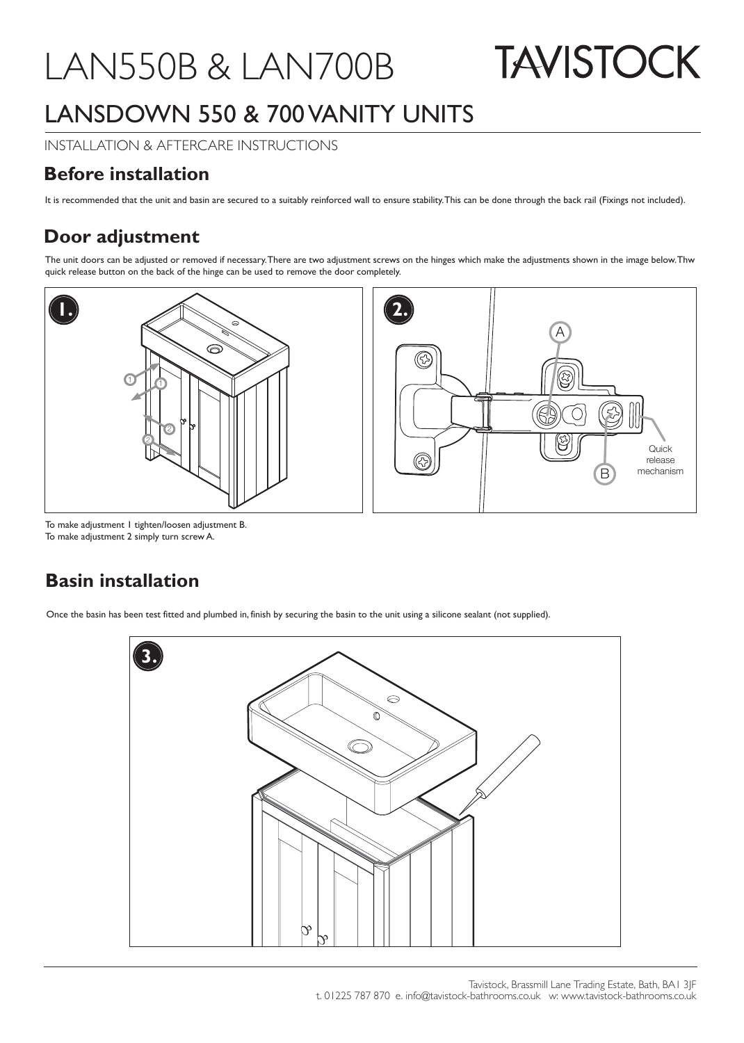# LAN550B & LAN700B

TAVISTOCK

## LANSDOWN 550 & 700 VANITY UNITS

INSTALLATION & AFTERCARE INSTRUCTIONS

### Before installation

It is recommended that the unit and basin are secured to a suitably reinforced wall to ensure stability. This can be done through the back rail (Fixings not included).

### Door adjustment

The unit doors can be adjusted or removed if necessary. There are two adjustment screws on the hinges which make the adjustments shown in the image below. Thw quick release button on the back of the hinge can be used to remove the door completely.

To make adjustment 1 tighten/loosen adjustment B.
To make adjustment 2 simply turn screw A.

### Basin installation

Once the basin has been test fitted and plumbed in, finish by securing the basin to the unit using a silicone sealant (not supplied).

Tavistock, Brassmill Lane Trading Estate, Bath, BA1 3JF
t. 01225 787 870 e. info@tavistock-bathrooms.co.uk w: www.tavistock-bathrooms.co.uk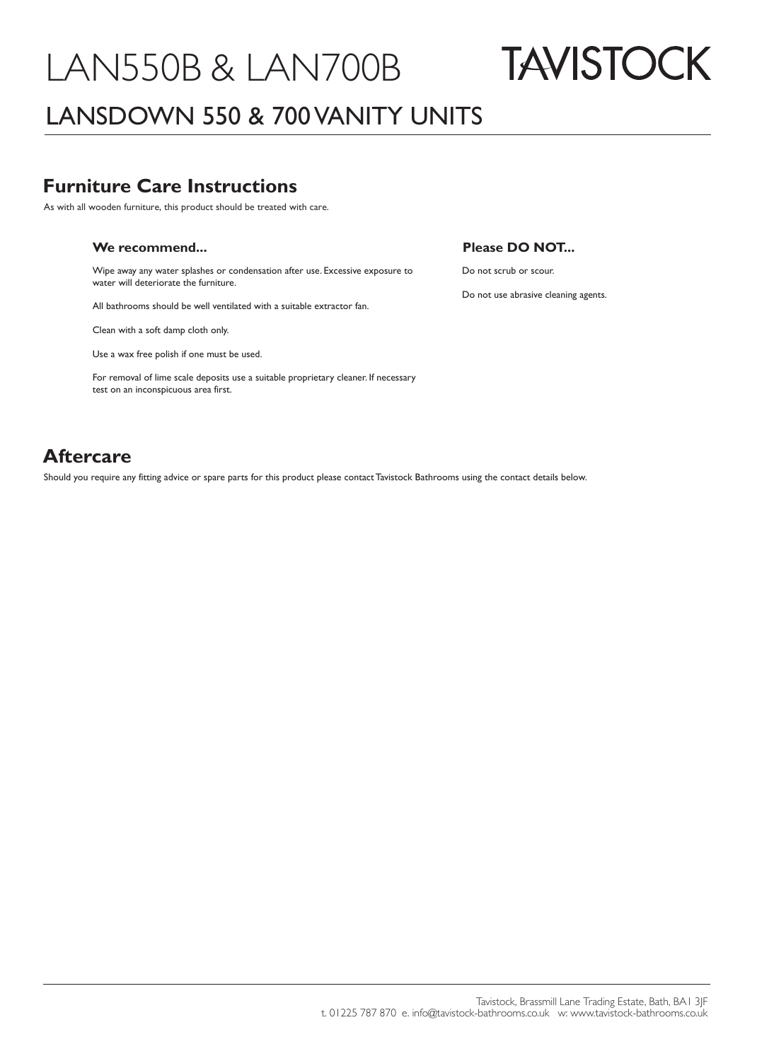# LAN550B & LAN700B

TAVISTOCK

## LANSDOWN 550 & 700 VANITY UNITS

## Furniture Care Instructions

As with all wooden furniture, this product should be treated with care.

### We recommend...

Wipe away any water splashes or condensation after use. Excessive exposure to water will deteriorate the furniture.

All bathrooms should be well ventilated with a suitable extractor fan.

Clean with a soft damp cloth only.

Use a wax free polish if one must be used.

For removal of lime scale deposits use a suitable proprietary cleaner. If necessary test on an inconspicuous area first.

### Please DO NOT...

Do not scrub or scour.

Do not use abrasive cleaning agents.

## Aftercare

Should you require any fitting advice or spare parts for this product please contact Tavistock Bathrooms using the contact details below.

Tavistock, Brassmill Lane Trading Estate, Bath, BA1 3JF
t. 01225 787 870 e. info@tavistock-bathrooms.co.uk w: www.tavistock-bathrooms.co.uk